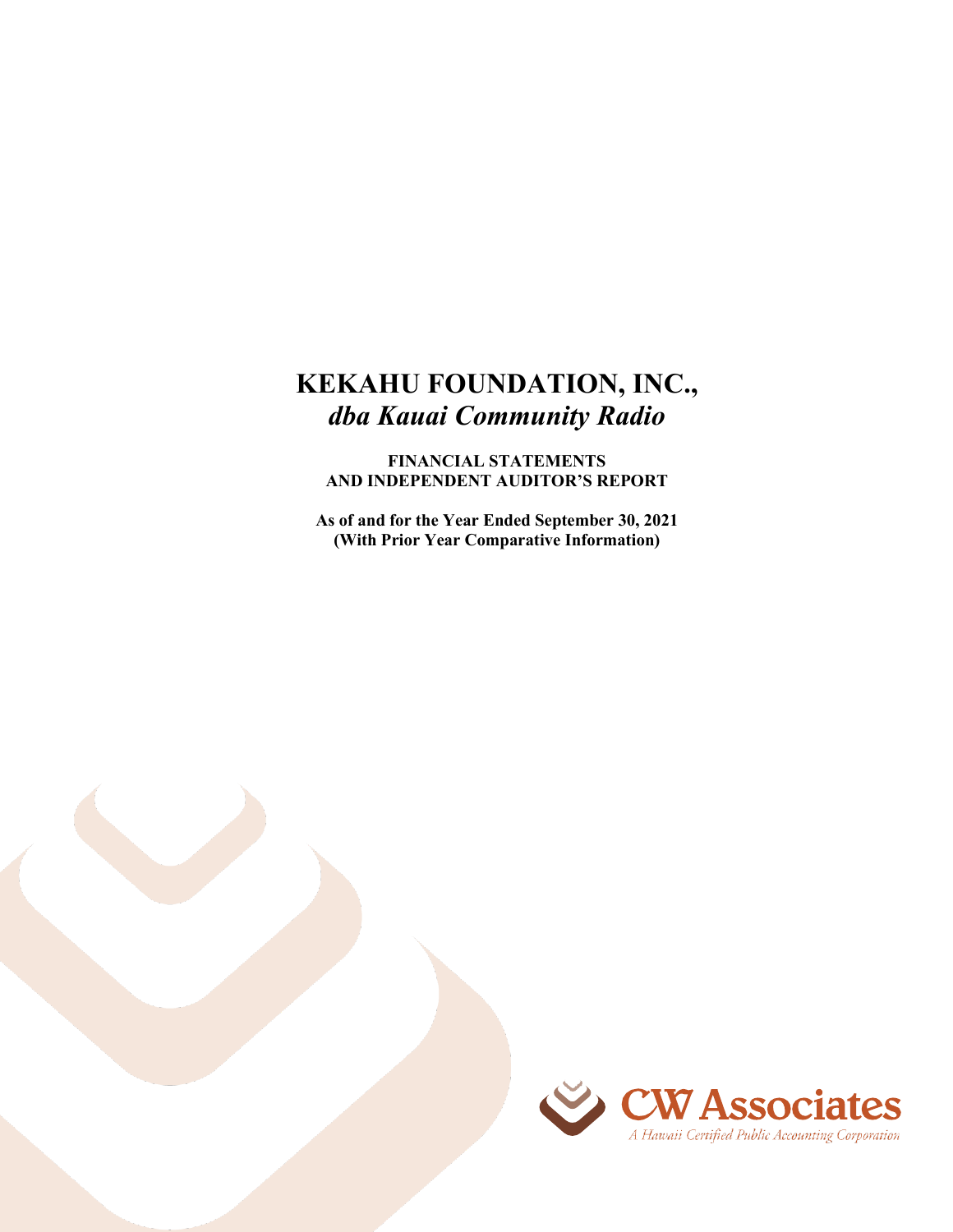# KEKAHU FOUNDATION, INC.,
## *dba Kauai Community Radio*

**FINANCIAL STATEMENTS AND INDEPENDENT AUDITOR'S REPORT**

**As of and for the Year Ended September 30, 2021 (With Prior Year Comparative Information)**

CW Associates

*A Hawaii Certified Public Accounting Corporation*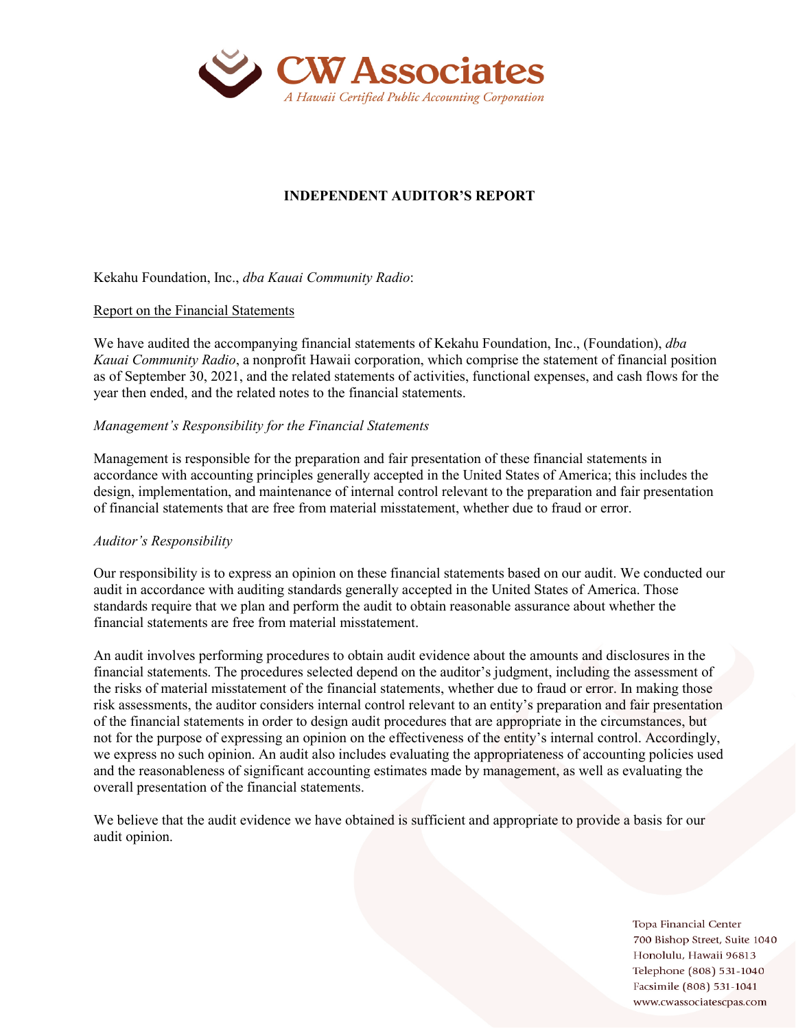**CW Associates**
*A Hawaii Certified Public Accounting Corporation*

## INDEPENDENT AUDITOR'S REPORT

Kekahu Foundation, Inc., *dba Kauai Community Radio*:

Report on the Financial Statements

We have audited the accompanying financial statements of Kekahu Foundation, Inc., (Foundation), *dba Kauai Community Radio*, a nonprofit Hawaii corporation, which comprise the statement of financial position as of September 30, 2021, and the related statements of activities, functional expenses, and cash flows for the year then ended, and the related notes to the financial statements.

*Management's Responsibility for the Financial Statements*

Management is responsible for the preparation and fair presentation of these financial statements in accordance with accounting principles generally accepted in the United States of America; this includes the design, implementation, and maintenance of internal control relevant to the preparation and fair presentation of financial statements that are free from material misstatement, whether due to fraud or error.

*Auditor's Responsibility*

Our responsibility is to express an opinion on these financial statements based on our audit. We conducted our audit in accordance with auditing standards generally accepted in the United States of America. Those standards require that we plan and perform the audit to obtain reasonable assurance about whether the financial statements are free from material misstatement.

An audit involves performing procedures to obtain audit evidence about the amounts and disclosures in the financial statements. The procedures selected depend on the auditor's judgment, including the assessment of the risks of material misstatement of the financial statements, whether due to fraud or error. In making those risk assessments, the auditor considers internal control relevant to an entity's preparation and fair presentation of the financial statements in order to design audit procedures that are appropriate in the circumstances, but not for the purpose of expressing an opinion on the effectiveness of the entity's internal control. Accordingly, we express no such opinion. An audit also includes evaluating the appropriateness of accounting policies used and the reasonableness of significant accounting estimates made by management, as well as evaluating the overall presentation of the financial statements.

We believe that the audit evidence we have obtained is sufficient and appropriate to provide a basis for our audit opinion.

Topa Financial Center
700 Bishop Street, Suite 1040
Honolulu, Hawaii 96813
Telephone (808) 531-1040
Facsimile (808) 531-1041
www.cwassociatescpas.com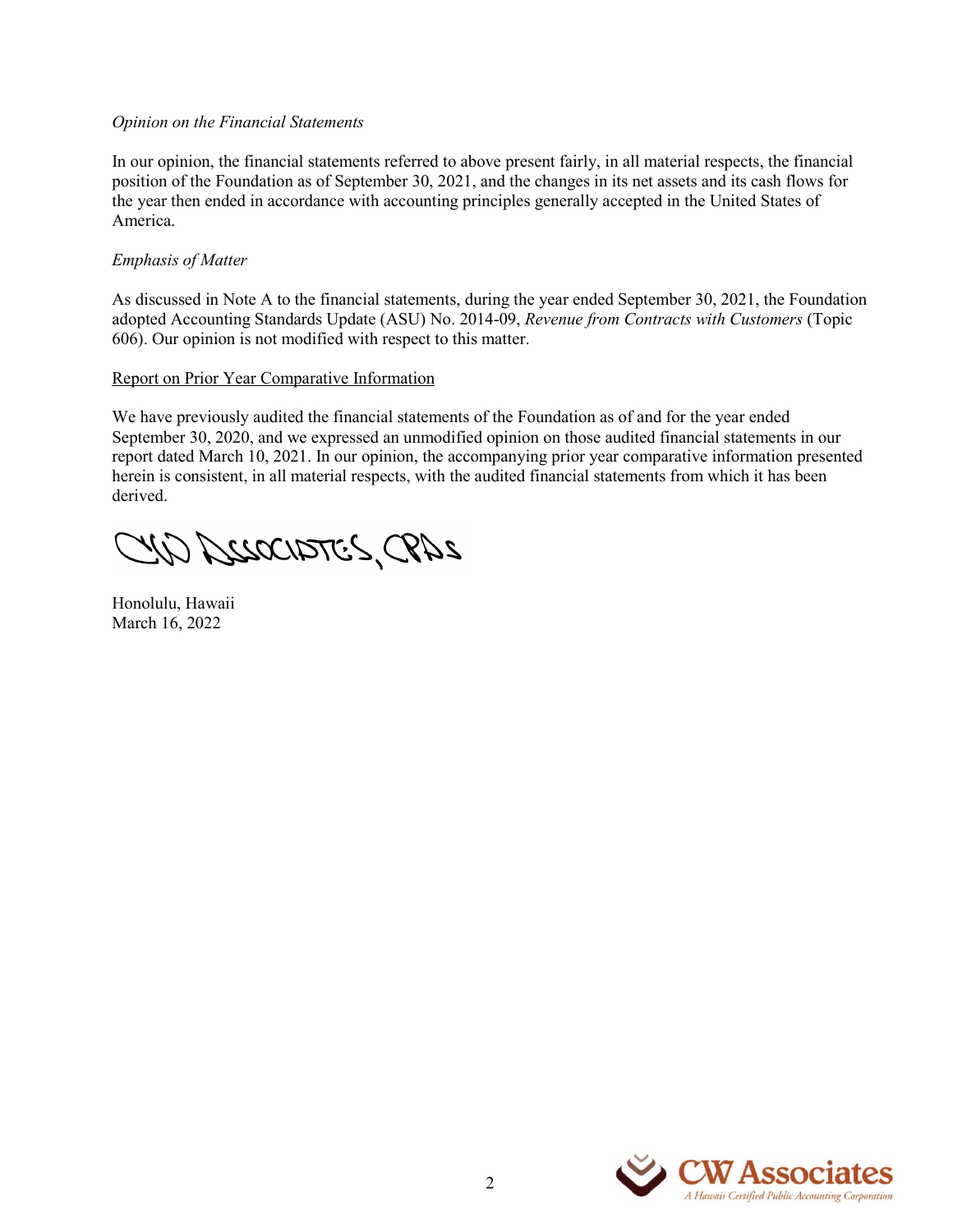*Opinion on the Financial Statements*

In our opinion, the financial statements referred to above present fairly, in all material respects, the financial position of the Foundation as of September 30, 2021, and the changes in its net assets and its cash flows for the year then ended in accordance with accounting principles generally accepted in the United States of America.

*Emphasis of Matter*

As discussed in Note A to the financial statements, during the year ended September 30, 2021, the Foundation adopted Accounting Standards Update (ASU) No. 2014-09, *Revenue from Contracts with Customers* (Topic 606). Our opinion is not modified with respect to this matter.

Report on Prior Year Comparative Information

We have previously audited the financial statements of the Foundation as of and for the year ended September 30, 2020, and we expressed an unmodified opinion on those audited financial statements in our report dated March 10, 2021. In our opinion, the accompanying prior year comparative information presented herein is consistent, in all material respects, with the audited financial statements from which it has been derived.

CW Associates, CPAs

Honolulu, Hawaii
March 16, 2022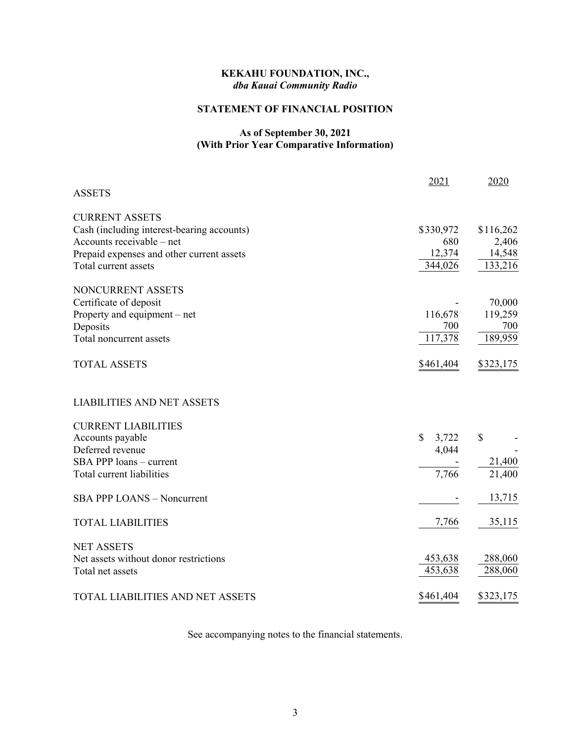**KEKAHU FOUNDATION, INC.,**
***dba Kauai Community Radio***

**STATEMENT OF FINANCIAL POSITION**

**As of September 30, 2021**
**(With Prior Year Comparative Information)**

| | 2021 | 2020 |
|---|---|---|
| ASSETS | | |
| CURRENT ASSETS | | |
| Cash (including interest-bearing accounts) | $330,972 | $116,262 |
| Accounts receivable – net | 680 | 2,406 |
| Prepaid expenses and other current assets | 12,374 | 14,548 |
| Total current assets | 344,026 | 133,216 |
| NONCURRENT ASSETS | | |
| Certificate of deposit | - | 70,000 |
| Property and equipment – net | 116,678 | 119,259 |
| Deposits | 700 | 700 |
| Total noncurrent assets | 117,378 | 189,959 |
| TOTAL ASSETS | $461,404 | $323,175 |
| LIABILITIES AND NET ASSETS | | |
| CURRENT LIABILITIES | | |
| Accounts payable | $ 3,722 | $ - |
| Deferred revenue | 4,044 | - |
| SBA PPP loans – current | - | 21,400 |
| Total current liabilities | 7,766 | 21,400 |
| SBA PPP LOANS – Noncurrent | - | 13,715 |
| TOTAL LIABILITIES | 7,766 | 35,115 |
| NET ASSETS | | |
| Net assets without donor restrictions | 453,638 | 288,060 |
| Total net assets | 453,638 | 288,060 |
| TOTAL LIABILITIES AND NET ASSETS | $461,404 | $323,175 |

See accompanying notes to the financial statements.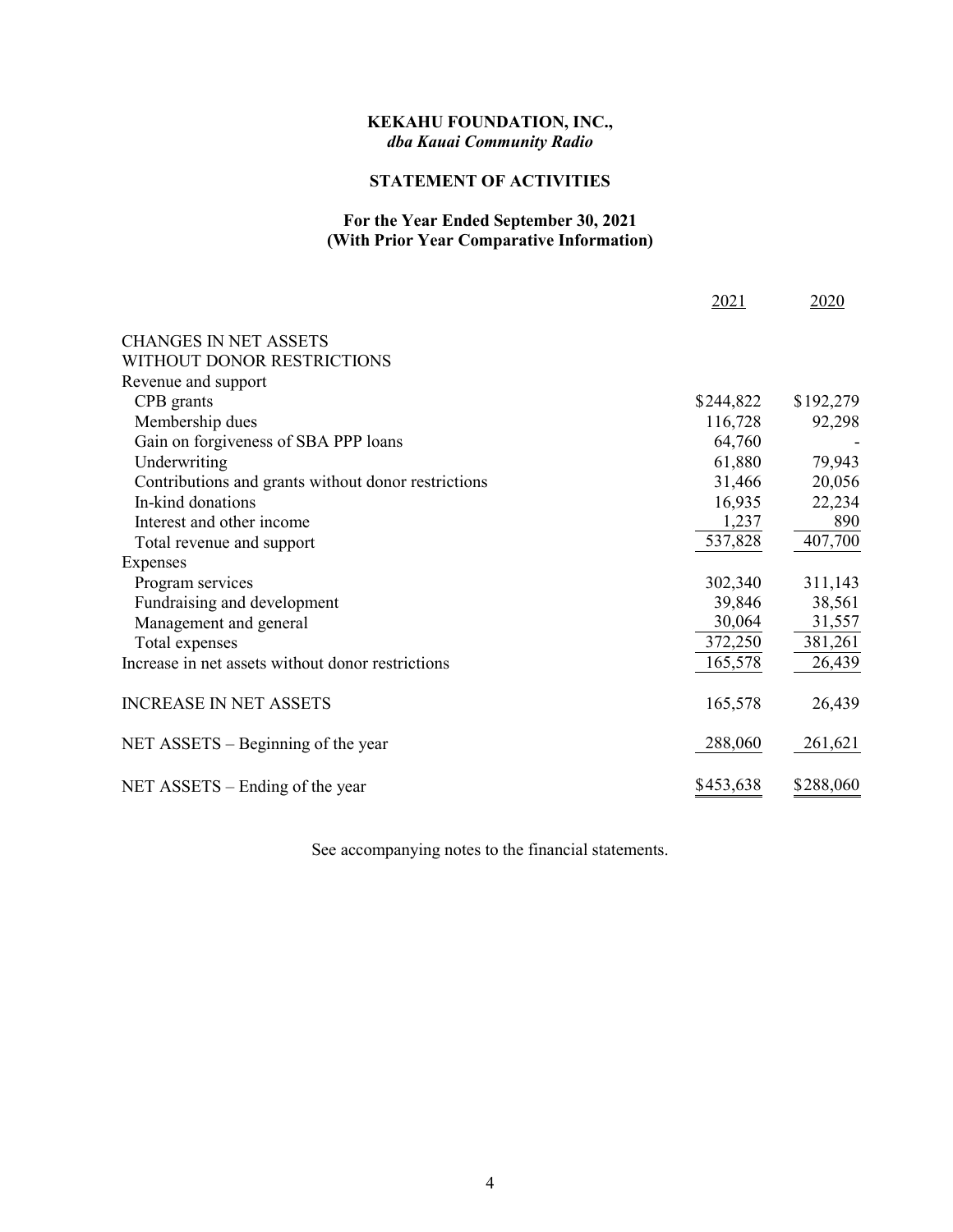**KEKAHU FOUNDATION, INC.,**
***dba Kauai Community Radio***

**STATEMENT OF ACTIVITIES**

**For the Year Ended September 30, 2021**
**(With Prior Year Comparative Information)**

| | 2021 | 2020 |
|---|---|---|
| CHANGES IN NET ASSETS | | |
| WITHOUT DONOR RESTRICTIONS | | |
| Revenue and support | | |
| CPB grants | $244,822 | $192,279 |
| Membership dues | 116,728 | 92,298 |
| Gain on forgiveness of SBA PPP loans | 64,760 | - |
| Underwriting | 61,880 | 79,943 |
| Contributions and grants without donor restrictions | 31,466 | 20,056 |
| In-kind donations | 16,935 | 22,234 |
| Interest and other income | 1,237 | 890 |
| Total revenue and support | 537,828 | 407,700 |
| Expenses | | |
| Program services | 302,340 | 311,143 |
| Fundraising and development | 39,846 | 38,561 |
| Management and general | 30,064 | 31,557 |
| Total expenses | 372,250 | 381,261 |
| Increase in net assets without donor restrictions | 165,578 | 26,439 |
| INCREASE IN NET ASSETS | 165,578 | 26,439 |
| NET ASSETS – Beginning of the year | 288,060 | 261,621 |
| NET ASSETS – Ending of the year | $453,638 | $288,060 |

See accompanying notes to the financial statements.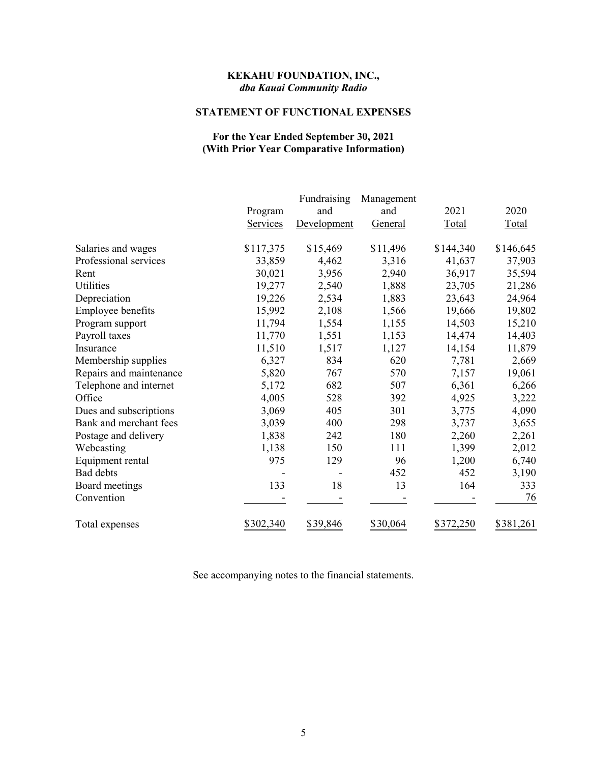**KEKAHU FOUNDATION, INC.,**
***dba Kauai Community Radio***

**STATEMENT OF FUNCTIONAL EXPENSES**

**For the Year Ended September 30, 2021**
**(With Prior Year Comparative Information)**

| | Program Services | Fundraising and Development | Management and General | 2021 Total | 2020 Total |
|---|---|---|---|---|---|
| Salaries and wages | $117,375 | $15,469 | $11,496 | $144,340 | $146,645 |
| Professional services | 33,859 | 4,462 | 3,316 | 41,637 | 37,903 |
| Rent | 30,021 | 3,956 | 2,940 | 36,917 | 35,594 |
| Utilities | 19,277 | 2,540 | 1,888 | 23,705 | 21,286 |
| Depreciation | 19,226 | 2,534 | 1,883 | 23,643 | 24,964 |
| Employee benefits | 15,992 | 2,108 | 1,566 | 19,666 | 19,802 |
| Program support | 11,794 | 1,554 | 1,155 | 14,503 | 15,210 |
| Payroll taxes | 11,770 | 1,551 | 1,153 | 14,474 | 14,403 |
| Insurance | 11,510 | 1,517 | 1,127 | 14,154 | 11,879 |
| Membership supplies | 6,327 | 834 | 620 | 7,781 | 2,669 |
| Repairs and maintenance | 5,820 | 767 | 570 | 7,157 | 19,061 |
| Telephone and internet | 5,172 | 682 | 507 | 6,361 | 6,266 |
| Office | 4,005 | 528 | 392 | 4,925 | 3,222 |
| Dues and subscriptions | 3,069 | 405 | 301 | 3,775 | 4,090 |
| Bank and merchant fees | 3,039 | 400 | 298 | 3,737 | 3,655 |
| Postage and delivery | 1,838 | 242 | 180 | 2,260 | 2,261 |
| Webcasting | 1,138 | 150 | 111 | 1,399 | 2,012 |
| Equipment rental | 975 | 129 | 96 | 1,200 | 6,740 |
| Bad debts | - | - | 452 | 452 | 3,190 |
| Board meetings | 133 | 18 | 13 | 164 | 333 |
| Convention | - | - | - | - | 76 |
| Total expenses | $302,340 | $39,846 | $30,064 | $372,250 | $381,261 |

See accompanying notes to the financial statements.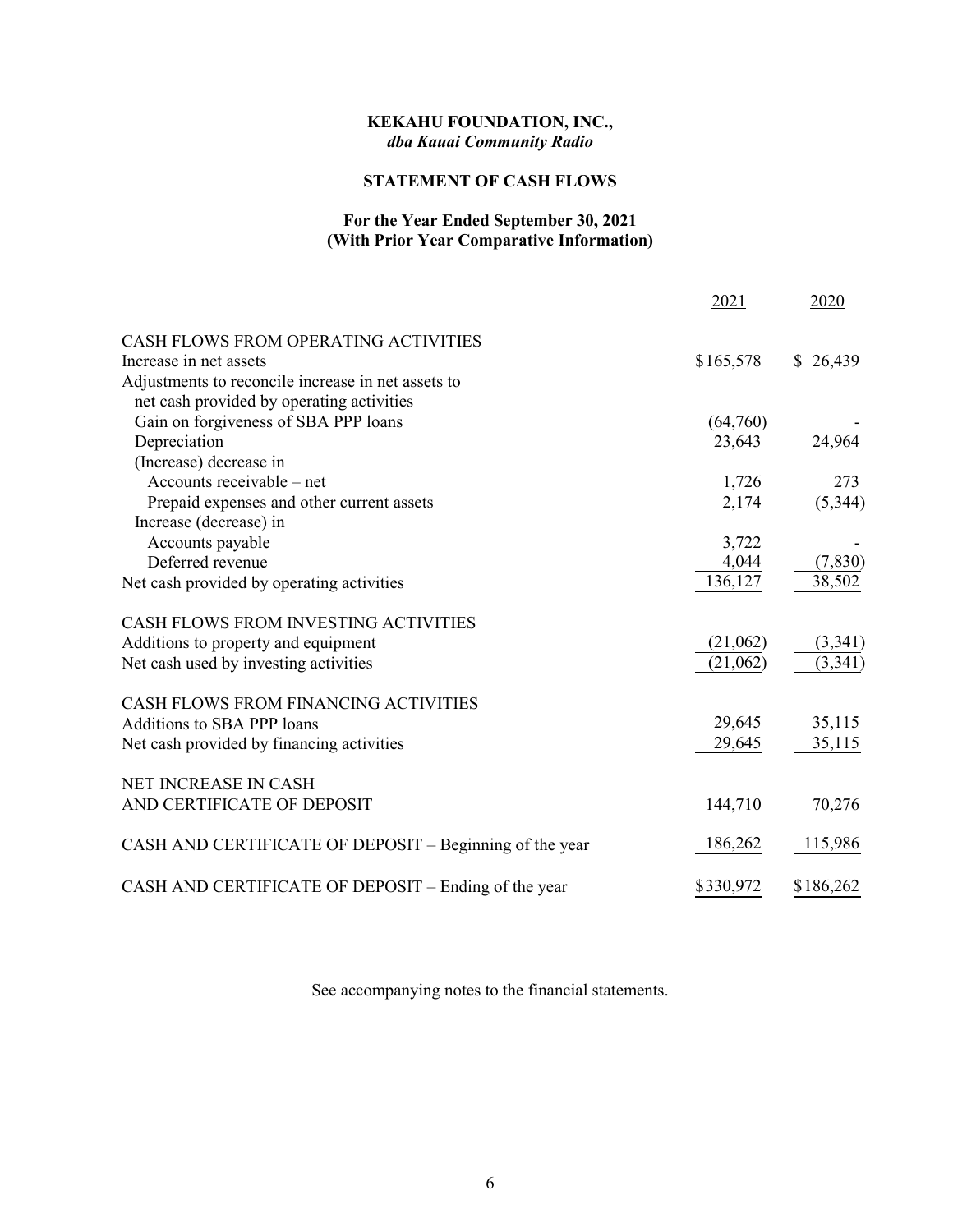**KEKAHU FOUNDATION, INC.,**
***dba Kauai Community Radio***

**STATEMENT OF CASH FLOWS**

**For the Year Ended September 30, 2021**
**(With Prior Year Comparative Information)**

| | 2021 | 2020 |
|---|---|---|
| CASH FLOWS FROM OPERATING ACTIVITIES | | |
| Increase in net assets | $165,578 | $ 26,439 |
| Adjustments to reconcile increase in net assets to net cash provided by operating activities | | |
| Gain on forgiveness of SBA PPP loans | (64,760) | - |
| Depreciation | 23,643 | 24,964 |
| (Increase) decrease in | | |
| Accounts receivable – net | 1,726 | 273 |
| Prepaid expenses and other current assets | 2,174 | (5,344) |
| Increase (decrease) in | | |
| Accounts payable | 3,722 | - |
| Deferred revenue | 4,044 | (7,830) |
| Net cash provided by operating activities | 136,127 | 38,502 |
| | | |
| CASH FLOWS FROM INVESTING ACTIVITIES | | |
| Additions to property and equipment | (21,062) | (3,341) |
| Net cash used by investing activities | (21,062) | (3,341) |
| | | |
| CASH FLOWS FROM FINANCING ACTIVITIES | | |
| Additions to SBA PPP loans | 29,645 | 35,115 |
| Net cash provided by financing activities | 29,645 | 35,115 |
| | | |
| NET INCREASE IN CASH AND CERTIFICATE OF DEPOSIT | 144,710 | 70,276 |
| | | |
| CASH AND CERTIFICATE OF DEPOSIT – Beginning of the year | 186,262 | 115,986 |
| | | |
| CASH AND CERTIFICATE OF DEPOSIT – Ending of the year | $330,972 | $186,262 |

See accompanying notes to the financial statements.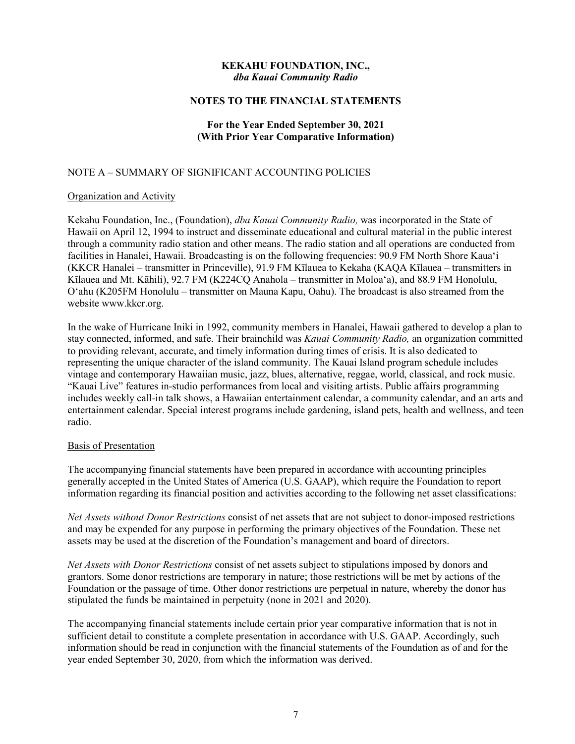**KEKAHU FOUNDATION, INC.,**
***dba Kauai Community Radio***

**NOTES TO THE FINANCIAL STATEMENTS**

**For the Year Ended September 30, 2021**
**(With Prior Year Comparative Information)**

NOTE A – SUMMARY OF SIGNIFICANT ACCOUNTING POLICIES

Organization and Activity

Kekahu Foundation, Inc., (Foundation), *dba Kauai Community Radio,* was incorporated in the State of Hawaii on April 12, 1994 to instruct and disseminate educational and cultural material in the public interest through a community radio station and other means. The radio station and all operations are conducted from facilities in Hanalei, Hawaii. Broadcasting is on the following frequencies: 90.9 FM North Shore Kaua'i (KKCR Hanalei – transmitter in Princeville), 91.9 FM Kīlauea to Kekaha (KAQA Kīlauea – transmitters in Kīlauea and Mt. Kāhili), 92.7 FM (K224CQ Anahola – transmitter in Moloa'a), and 88.9 FM Honolulu, O'ahu (K205FM Honolulu – transmitter on Mauna Kapu, Oahu). The broadcast is also streamed from the website www.kkcr.org.

In the wake of Hurricane Iniki in 1992, community members in Hanalei, Hawaii gathered to develop a plan to stay connected, informed, and safe. Their brainchild was *Kauai Community Radio,* an organization committed to providing relevant, accurate, and timely information during times of crisis. It is also dedicated to representing the unique character of the island community. The Kauai Island program schedule includes vintage and contemporary Hawaiian music, jazz, blues, alternative, reggae, world, classical, and rock music. "Kauai Live" features in-studio performances from local and visiting artists. Public affairs programming includes weekly call-in talk shows, a Hawaiian entertainment calendar, a community calendar, and an arts and entertainment calendar. Special interest programs include gardening, island pets, health and wellness, and teen radio.

Basis of Presentation

The accompanying financial statements have been prepared in accordance with accounting principles generally accepted in the United States of America (U.S. GAAP), which require the Foundation to report information regarding its financial position and activities according to the following net asset classifications:

*Net Assets without Donor Restrictions* consist of net assets that are not subject to donor-imposed restrictions and may be expended for any purpose in performing the primary objectives of the Foundation. These net assets may be used at the discretion of the Foundation's management and board of directors.

*Net Assets with Donor Restrictions* consist of net assets subject to stipulations imposed by donors and grantors. Some donor restrictions are temporary in nature; those restrictions will be met by actions of the Foundation or the passage of time. Other donor restrictions are perpetual in nature, whereby the donor has stipulated the funds be maintained in perpetuity (none in 2021 and 2020).

The accompanying financial statements include certain prior year comparative information that is not in sufficient detail to constitute a complete presentation in accordance with U.S. GAAP. Accordingly, such information should be read in conjunction with the financial statements of the Foundation as of and for the year ended September 30, 2020, from which the information was derived.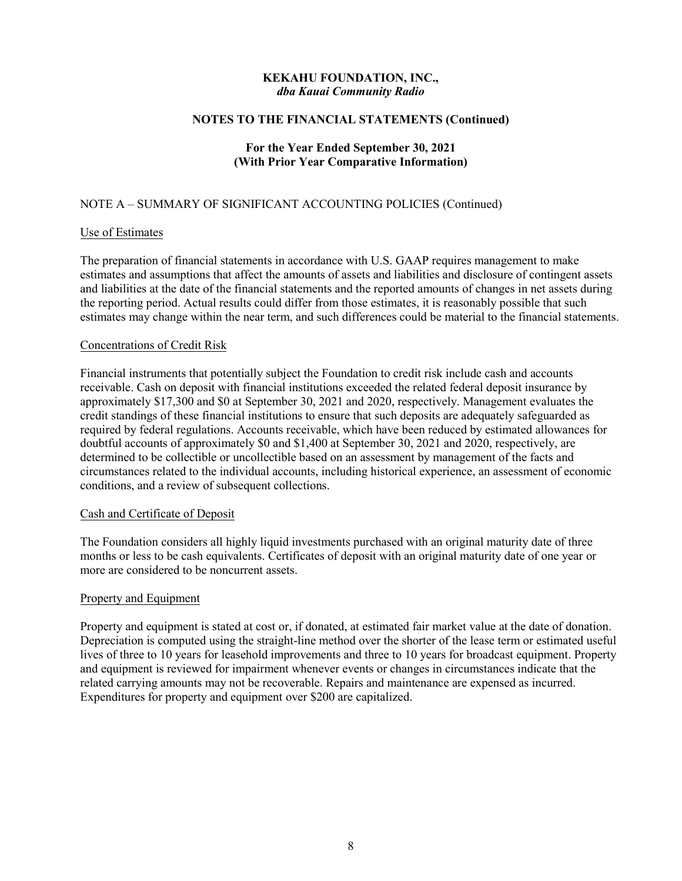**KEKAHU FOUNDATION, INC.,**
***dba Kauai Community Radio***

**NOTES TO THE FINANCIAL STATEMENTS (Continued)**

**For the Year Ended September 30, 2021**
**(With Prior Year Comparative Information)**

NOTE A – SUMMARY OF SIGNIFICANT ACCOUNTING POLICIES (Continued)

Use of Estimates

The preparation of financial statements in accordance with U.S. GAAP requires management to make estimates and assumptions that affect the amounts of assets and liabilities and disclosure of contingent assets and liabilities at the date of the financial statements and the reported amounts of changes in net assets during the reporting period. Actual results could differ from those estimates, it is reasonably possible that such estimates may change within the near term, and such differences could be material to the financial statements.

Concentrations of Credit Risk

Financial instruments that potentially subject the Foundation to credit risk include cash and accounts receivable. Cash on deposit with financial institutions exceeded the related federal deposit insurance by approximately $17,300 and $0 at September 30, 2021 and 2020, respectively. Management evaluates the credit standings of these financial institutions to ensure that such deposits are adequately safeguarded as required by federal regulations. Accounts receivable, which have been reduced by estimated allowances for doubtful accounts of approximately $0 and $1,400 at September 30, 2021 and 2020, respectively, are determined to be collectible or uncollectible based on an assessment by management of the facts and circumstances related to the individual accounts, including historical experience, an assessment of economic conditions, and a review of subsequent collections.

Cash and Certificate of Deposit

The Foundation considers all highly liquid investments purchased with an original maturity date of three months or less to be cash equivalents. Certificates of deposit with an original maturity date of one year or more are considered to be noncurrent assets.

Property and Equipment

Property and equipment is stated at cost or, if donated, at estimated fair market value at the date of donation. Depreciation is computed using the straight-line method over the shorter of the lease term or estimated useful lives of three to 10 years for leasehold improvements and three to 10 years for broadcast equipment. Property and equipment is reviewed for impairment whenever events or changes in circumstances indicate that the related carrying amounts may not be recoverable. Repairs and maintenance are expensed as incurred. Expenditures for property and equipment over $200 are capitalized.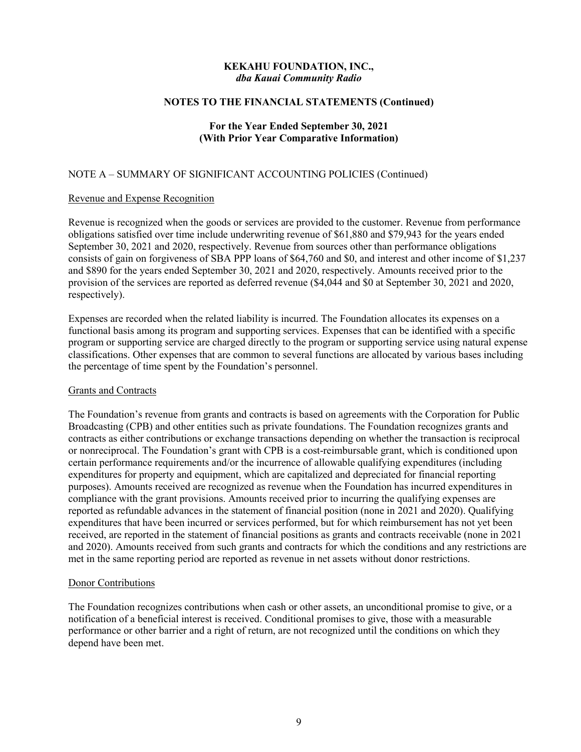**KEKAHU FOUNDATION, INC.,**
*dba Kauai Community Radio*

**NOTES TO THE FINANCIAL STATEMENTS (Continued)**

**For the Year Ended September 30, 2021**
**(With Prior Year Comparative Information)**

NOTE A – SUMMARY OF SIGNIFICANT ACCOUNTING POLICIES (Continued)

Revenue and Expense Recognition

Revenue is recognized when the goods or services are provided to the customer. Revenue from performance obligations satisfied over time include underwriting revenue of $61,880 and $79,943 for the years ended September 30, 2021 and 2020, respectively. Revenue from sources other than performance obligations consists of gain on forgiveness of SBA PPP loans of $64,760 and $0, and interest and other income of $1,237 and $890 for the years ended September 30, 2021 and 2020, respectively. Amounts received prior to the provision of the services are reported as deferred revenue ($4,044 and $0 at September 30, 2021 and 2020, respectively).

Expenses are recorded when the related liability is incurred. The Foundation allocates its expenses on a functional basis among its program and supporting services. Expenses that can be identified with a specific program or supporting service are charged directly to the program or supporting service using natural expense classifications. Other expenses that are common to several functions are allocated by various bases including the percentage of time spent by the Foundation's personnel.

Grants and Contracts

The Foundation's revenue from grants and contracts is based on agreements with the Corporation for Public Broadcasting (CPB) and other entities such as private foundations. The Foundation recognizes grants and contracts as either contributions or exchange transactions depending on whether the transaction is reciprocal or nonreciprocal. The Foundation's grant with CPB is a cost-reimbursable grant, which is conditioned upon certain performance requirements and/or the incurrence of allowable qualifying expenditures (including expenditures for property and equipment, which are capitalized and depreciated for financial reporting purposes). Amounts received are recognized as revenue when the Foundation has incurred expenditures in compliance with the grant provisions. Amounts received prior to incurring the qualifying expenses are reported as refundable advances in the statement of financial position (none in 2021 and 2020). Qualifying expenditures that have been incurred or services performed, but for which reimbursement has not yet been received, are reported in the statement of financial positions as grants and contracts receivable (none in 2021 and 2020). Amounts received from such grants and contracts for which the conditions and any restrictions are met in the same reporting period are reported as revenue in net assets without donor restrictions.

Donor Contributions

The Foundation recognizes contributions when cash or other assets, an unconditional promise to give, or a notification of a beneficial interest is received. Conditional promises to give, those with a measurable performance or other barrier and a right of return, are not recognized until the conditions on which they depend have been met.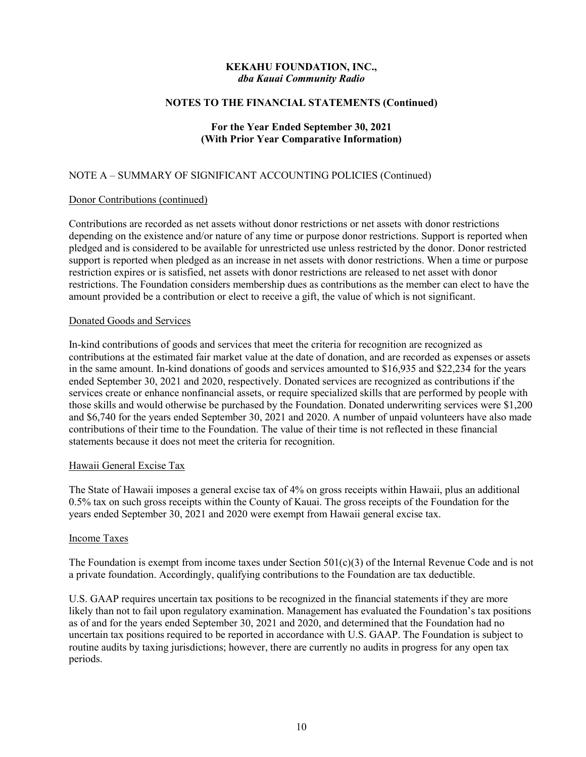# KEKAHU FOUNDATION, INC.,
*dba Kauai Community Radio*

## NOTES TO THE FINANCIAL STATEMENTS (Continued)

### For the Year Ended September 30, 2021
### (With Prior Year Comparative Information)

NOTE A – SUMMARY OF SIGNIFICANT ACCOUNTING POLICIES (Continued)

Donor Contributions (continued)

Contributions are recorded as net assets without donor restrictions or net assets with donor restrictions depending on the existence and/or nature of any time or purpose donor restrictions. Support is reported when pledged and is considered to be available for unrestricted use unless restricted by the donor. Donor restricted support is reported when pledged as an increase in net assets with donor restrictions. When a time or purpose restriction expires or is satisfied, net assets with donor restrictions are released to net asset with donor restrictions. The Foundation considers membership dues as contributions as the member can elect to have the amount provided be a contribution or elect to receive a gift, the value of which is not significant.

Donated Goods and Services

In-kind contributions of goods and services that meet the criteria for recognition are recognized as contributions at the estimated fair market value at the date of donation, and are recorded as expenses or assets in the same amount. In-kind donations of goods and services amounted to $16,935 and $22,234 for the years ended September 30, 2021 and 2020, respectively. Donated services are recognized as contributions if the services create or enhance nonfinancial assets, or require specialized skills that are performed by people with those skills and would otherwise be purchased by the Foundation. Donated underwriting services were $1,200 and $6,740 for the years ended September 30, 2021 and 2020. A number of unpaid volunteers have also made contributions of their time to the Foundation. The value of their time is not reflected in these financial statements because it does not meet the criteria for recognition.

Hawaii General Excise Tax

The State of Hawaii imposes a general excise tax of 4% on gross receipts within Hawaii, plus an additional 0.5% tax on such gross receipts within the County of Kauai. The gross receipts of the Foundation for the years ended September 30, 2021 and 2020 were exempt from Hawaii general excise tax.

Income Taxes

The Foundation is exempt from income taxes under Section 501(c)(3) of the Internal Revenue Code and is not a private foundation. Accordingly, qualifying contributions to the Foundation are tax deductible.

U.S. GAAP requires uncertain tax positions to be recognized in the financial statements if they are more likely than not to fail upon regulatory examination. Management has evaluated the Foundation's tax positions as of and for the years ended September 30, 2021 and 2020, and determined that the Foundation had no uncertain tax positions required to be reported in accordance with U.S. GAAP. The Foundation is subject to routine audits by taxing jurisdictions; however, there are currently no audits in progress for any open tax periods.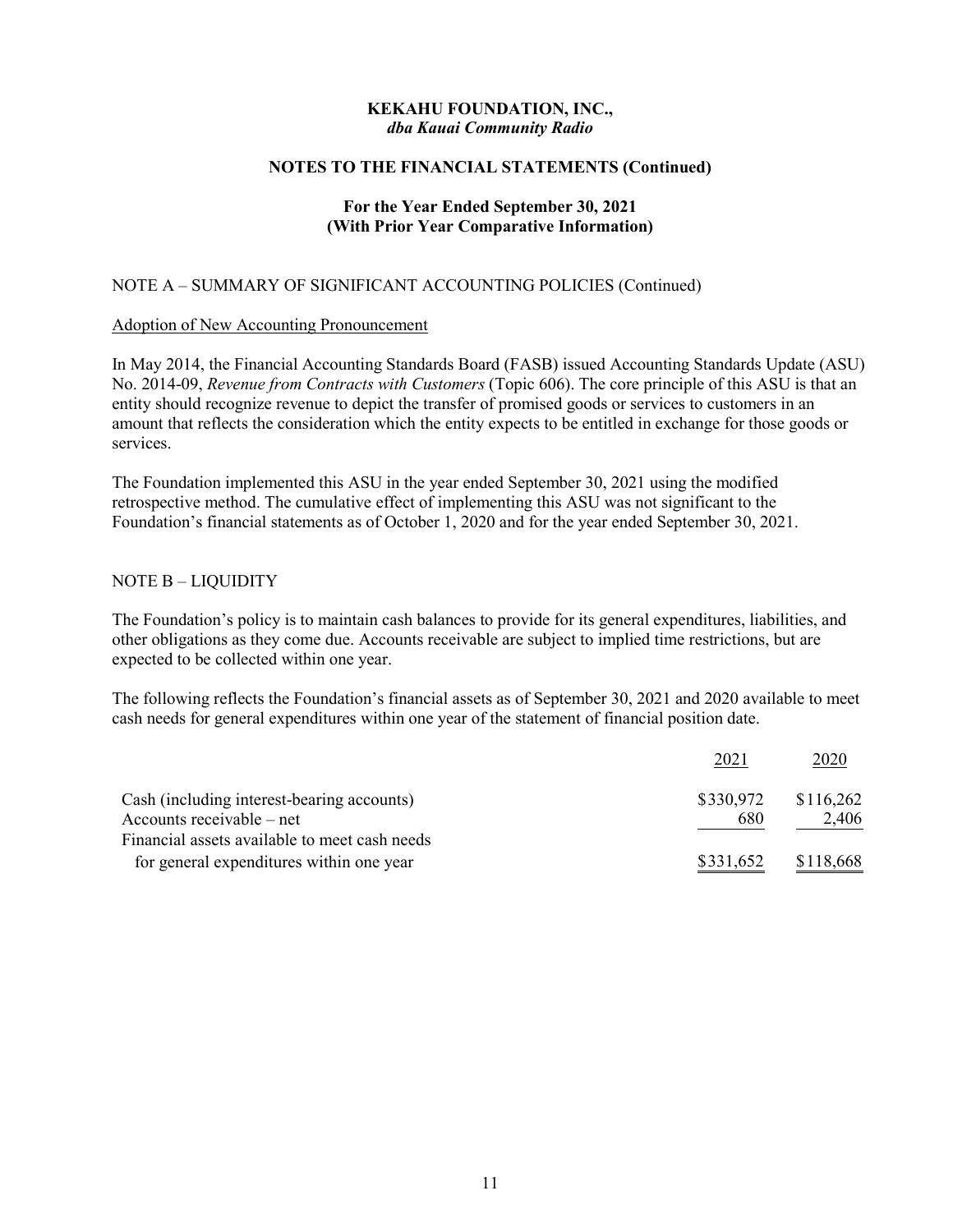**KEKAHU FOUNDATION, INC.,**
***dba Kauai Community Radio***

**NOTES TO THE FINANCIAL STATEMENTS (Continued)**

**For the Year Ended September 30, 2021**
**(With Prior Year Comparative Information)**

NOTE A – SUMMARY OF SIGNIFICANT ACCOUNTING POLICIES (Continued)

Adoption of New Accounting Pronouncement

In May 2014, the Financial Accounting Standards Board (FASB) issued Accounting Standards Update (ASU) No. 2014-09, *Revenue from Contracts with Customers* (Topic 606). The core principle of this ASU is that an entity should recognize revenue to depict the transfer of promised goods or services to customers in an amount that reflects the consideration which the entity expects to be entitled in exchange for those goods or services.

The Foundation implemented this ASU in the year ended September 30, 2021 using the modified retrospective method. The cumulative effect of implementing this ASU was not significant to the Foundation's financial statements as of October 1, 2020 and for the year ended September 30, 2021.

NOTE B – LIQUIDITY

The Foundation's policy is to maintain cash balances to provide for its general expenditures, liabilities, and other obligations as they come due. Accounts receivable are subject to implied time restrictions, but are expected to be collected within one year.

The following reflects the Foundation's financial assets as of September 30, 2021 and 2020 available to meet cash needs for general expenditures within one year of the statement of financial position date.

| | 2021 | 2020 |
|---|---|---|
| Cash (including interest-bearing accounts) | $330,972 | $116,262 |
| Accounts receivable – net | 680 | 2,406 |
| Financial assets available to meet cash needs for general expenditures within one year | $331,652 | $118,668 |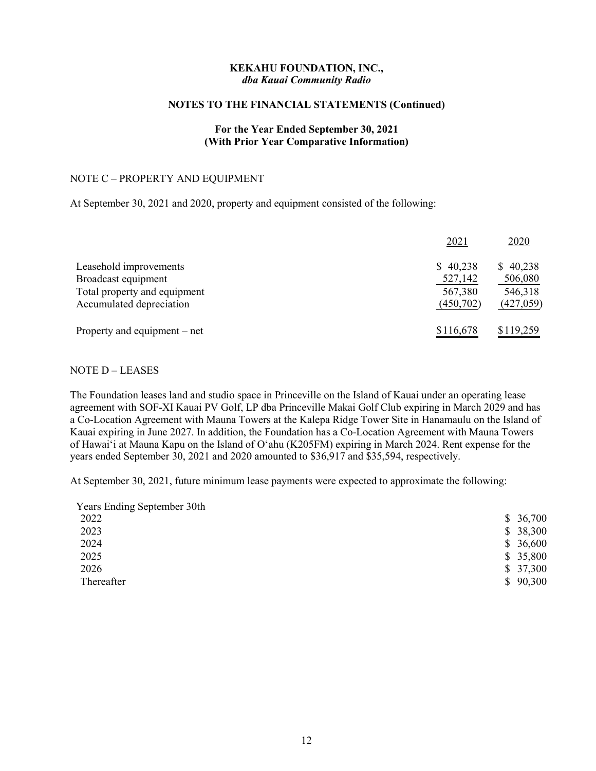**KEKAHU FOUNDATION, INC.,**
***dba Kauai Community Radio***

**NOTES TO THE FINANCIAL STATEMENTS (Continued)**

**For the Year Ended September 30, 2021**
**(With Prior Year Comparative Information)**

NOTE C – PROPERTY AND EQUIPMENT

At September 30, 2021 and 2020, property and equipment consisted of the following:

| | 2021 | 2020 |
|---|---|---|
| Leasehold improvements | $ 40,238 | $ 40,238 |
| Broadcast equipment | 527,142 | 506,080 |
| Total property and equipment | 567,380 | 546,318 |
| Accumulated depreciation | (450,702) | (427,059) |
| Property and equipment – net | $116,678 | $119,259 |

NOTE D – LEASES

The Foundation leases land and studio space in Princeville on the Island of Kauai under an operating lease agreement with SOF-XI Kauai PV Golf, LP dba Princeville Makai Golf Club expiring in March 2029 and has a Co-Location Agreement with Mauna Towers at the Kalepa Ridge Tower Site in Hanamaulu on the Island of Kauai expiring in June 2027. In addition, the Foundation has a Co-Location Agreement with Mauna Towers of Hawai'i at Mauna Kapu on the Island of O'ahu (K205FM) expiring in March 2024. Rent expense for the years ended September 30, 2021 and 2020 amounted to $36,917 and $35,594, respectively.

At September 30, 2021, future minimum lease payments were expected to approximate the following:

| Years Ending September 30th | |
|---|---|
| 2022 | $ 36,700 |
| 2023 | $ 38,300 |
| 2024 | $ 36,600 |
| 2025 | $ 35,800 |
| 2026 | $ 37,300 |
| Thereafter | $ 90,300 |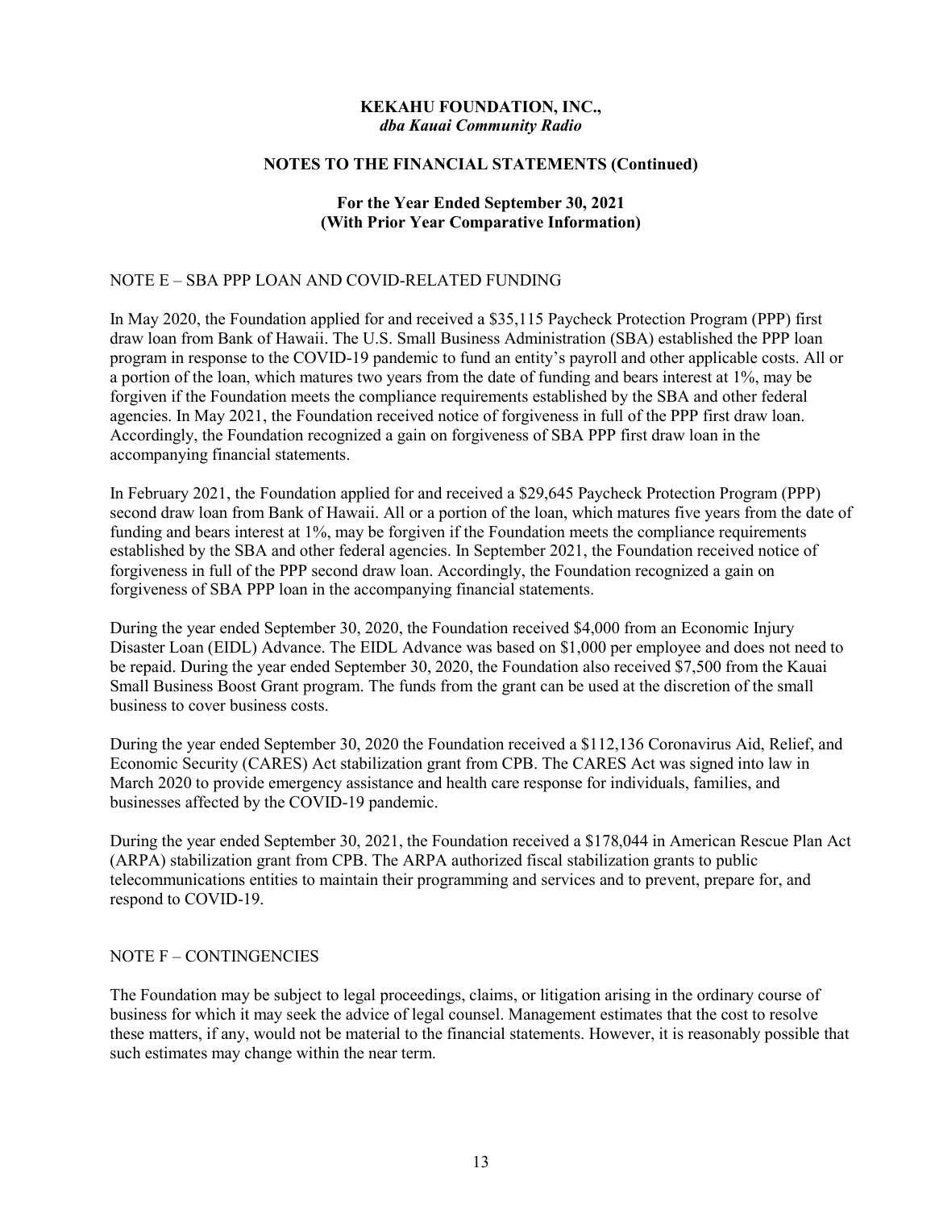**KEKAHU FOUNDATION, INC.,**
***dba Kauai Community Radio***

**NOTES TO THE FINANCIAL STATEMENTS (Continued)**

**For the Year Ended September 30, 2021**
**(With Prior Year Comparative Information)**

NOTE E – SBA PPP LOAN AND COVID-RELATED FUNDING

In May 2020, the Foundation applied for and received a $35,115 Paycheck Protection Program (PPP) first draw loan from Bank of Hawaii. The U.S. Small Business Administration (SBA) established the PPP loan program in response to the COVID-19 pandemic to fund an entity's payroll and other applicable costs. All or a portion of the loan, which matures two years from the date of funding and bears interest at 1%, may be forgiven if the Foundation meets the compliance requirements established by the SBA and other federal agencies. In May 2021, the Foundation received notice of forgiveness in full of the PPP first draw loan. Accordingly, the Foundation recognized a gain on forgiveness of SBA PPP first draw loan in the accompanying financial statements.

In February 2021, the Foundation applied for and received a $29,645 Paycheck Protection Program (PPP) second draw loan from Bank of Hawaii. All or a portion of the loan, which matures five years from the date of funding and bears interest at 1%, may be forgiven if the Foundation meets the compliance requirements established by the SBA and other federal agencies. In September 2021, the Foundation received notice of forgiveness in full of the PPP second draw loan. Accordingly, the Foundation recognized a gain on forgiveness of SBA PPP loan in the accompanying financial statements.

During the year ended September 30, 2020, the Foundation received $4,000 from an Economic Injury Disaster Loan (EIDL) Advance. The EIDL Advance was based on $1,000 per employee and does not need to be repaid. During the year ended September 30, 2020, the Foundation also received $7,500 from the Kauai Small Business Boost Grant program. The funds from the grant can be used at the discretion of the small business to cover business costs.

During the year ended September 30, 2020 the Foundation received a $112,136 Coronavirus Aid, Relief, and Economic Security (CARES) Act stabilization grant from CPB. The CARES Act was signed into law in March 2020 to provide emergency assistance and health care response for individuals, families, and businesses affected by the COVID-19 pandemic.

During the year ended September 30, 2021, the Foundation received a $178,044 in American Rescue Plan Act (ARPA) stabilization grant from CPB. The ARPA authorized fiscal stabilization grants to public telecommunications entities to maintain their programming and services and to prevent, prepare for, and respond to COVID-19.

NOTE F – CONTINGENCIES

The Foundation may be subject to legal proceedings, claims, or litigation arising in the ordinary course of business for which it may seek the advice of legal counsel. Management estimates that the cost to resolve these matters, if any, would not be material to the financial statements. However, it is reasonably possible that such estimates may change within the near term.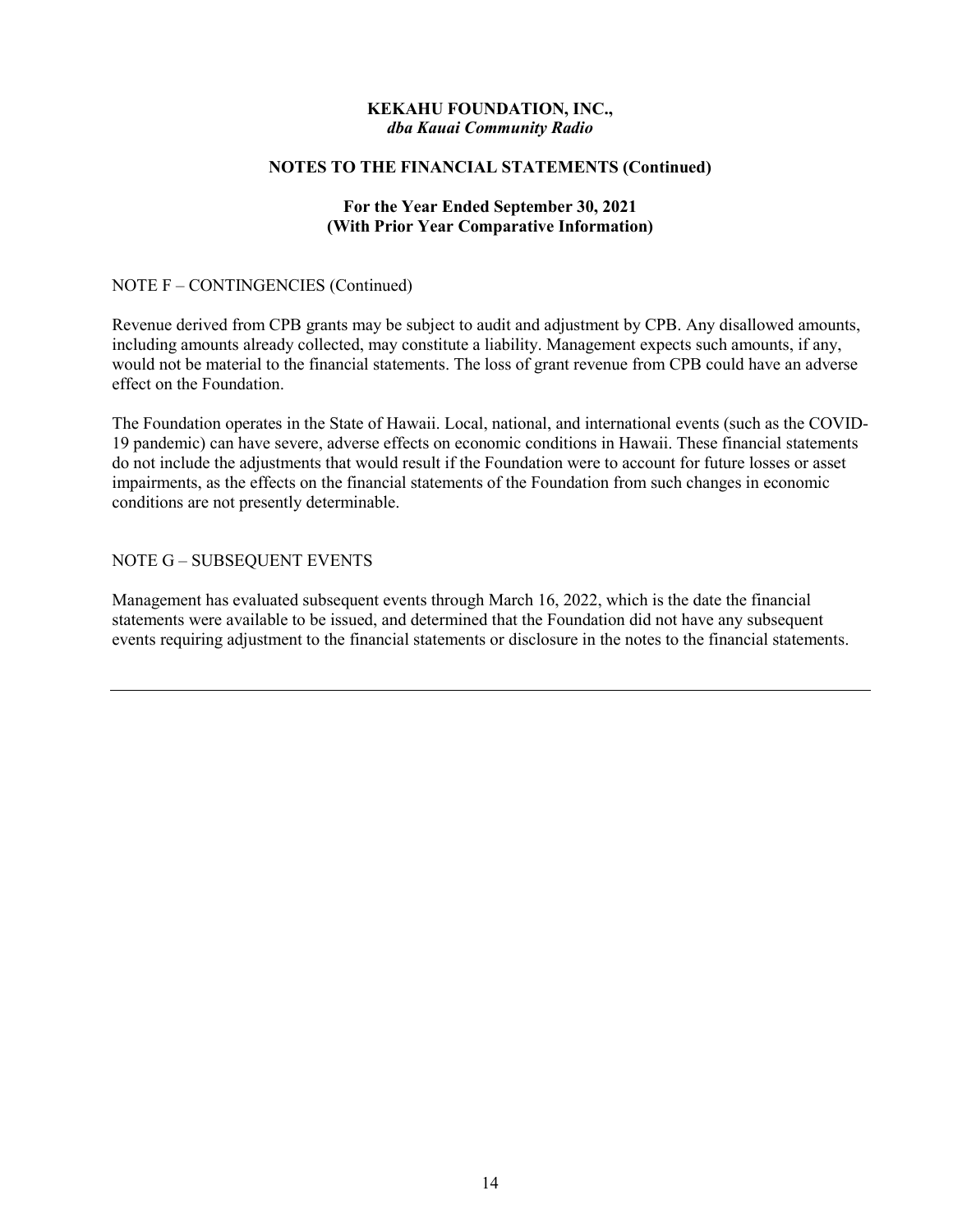NOTE F – CONTINGENCIES (Continued)

Revenue derived from CPB grants may be subject to audit and adjustment by CPB. Any disallowed amounts, including amounts already collected, may constitute a liability. Management expects such amounts, if any, would not be material to the financial statements. The loss of grant revenue from CPB could have an adverse effect on the Foundation.

The Foundation operates in the State of Hawaii. Local, national, and international events (such as the COVID-19 pandemic) can have severe, adverse effects on economic conditions in Hawaii. These financial statements do not include the adjustments that would result if the Foundation were to account for future losses or asset impairments, as the effects on the financial statements of the Foundation from such changes in economic conditions are not presently determinable.

NOTE G – SUBSEQUENT EVENTS

Management has evaluated subsequent events through March 16, 2022, which is the date the financial statements were available to be issued, and determined that the Foundation did not have any subsequent events requiring adjustment to the financial statements or disclosure in the notes to the financial statements.